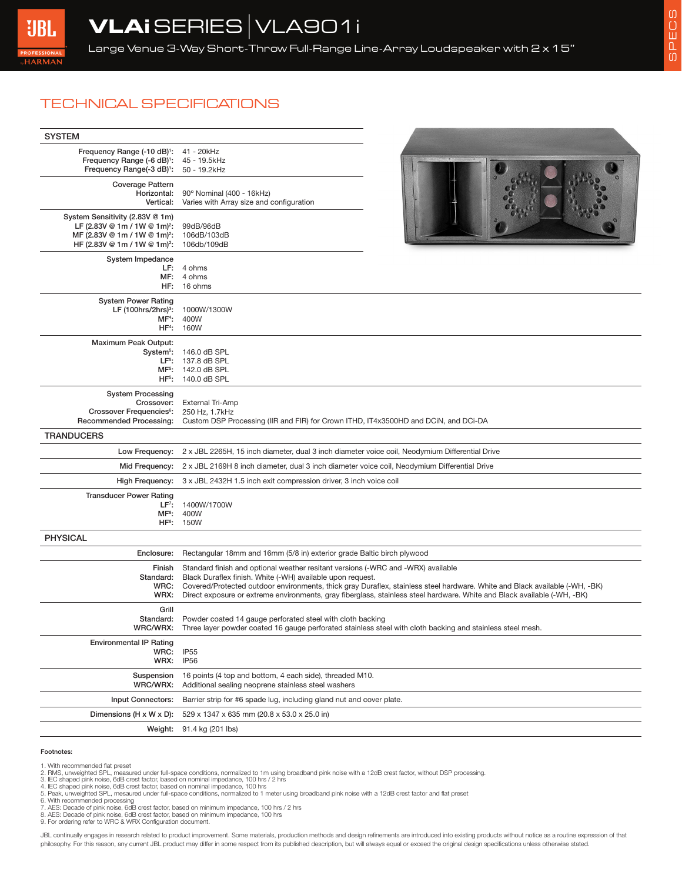# VLAi SERIES | VLA901i

Large Venue 3-Way Short-Throw Full-Range Line-Array Loudspeaker with 2 x 15"

## TECHNICAL SPECIFICATIONS

### SYSTEM

| | |
|---|---|
| Frequency Range (-10 dB)[1]: | 41 - 20kHz |
| Frequency Range (-6 dB)[1]: | 45 - 19.5kHz |
| Frequency Range(-3 dB)[1]: | 50 - 19.2kHz |
| **Coverage Pattern** | |
| Horizontal: | 90° Nominal (400 - 16kHz) |
| Vertical: | Varies with Array size and configuration |
| **System Sensitivity (2.83V @ 1m)** | |
| LF (2.83V @ 1m / 1W @ 1m)[2]: | 99dB/96dB |
| MF (2.83V @ 1m / 1W @ 1m)[2]: | 106dB/103dB |
| HF (2.83V @ 1m / 1W @ 1m)[2]: | 106db/109dB |
| **System Impedance** | |
| LF: | 4 ohms |
| MF: | 4 ohms |
| HF: | 16 ohms |
| **System Power Rating** | |
| LF (100hrs/2hrs)[3]: | 1000W/1300W |
| MF[4]: | 400W |
| HF[4]: | 160W |
| **Maximum Peak Output:** | |
| System[5]: | 146.0 dB SPL |
| LF[5]: | 137.8 dB SPL |
| MF[5]: | 142.0 dB SPL |
| HF[5]: | 140.0 dB SPL |
| **System Processing** | |
| Crossover: | External Tri-Amp |
| Crossover Frequencies[6]: | 250 Hz, 1.7kHz |
| Recommended Processing: | Custom DSP Processing (IIR and FIR) for Crown ITHD, IT4x3500HD and DCiN, and DCi-DA |

### TRANDUCERS

| | |
|---|---|
| Low Frequency: | 2 x JBL 2265H, 15 inch diameter, dual 3 inch diameter voice coil, Neodymium Differential Drive |
| Mid Frequency: | 2 x JBL 2169H 8 inch diameter, dual 3 inch diameter voice coil, Neodymium Differential Drive |
| High Frequency: | 3 x JBL 2432H 1.5 inch exit compression driver, 3 inch voice coil |
| **Transducer Power Rating** | |
| LF[7]: | 1400W/1700W |
| MF[8]: | 400W |
| HF[8]: | 150W |

### PHYSICAL

| | |
|---|---|
| Enclosure: | Rectangular 18mm and 16mm (5/8 in) exterior grade Baltic birch plywood |
| **Finish** | Standard finish and optional weather resitant versions (-WRC and -WRX) available |
| Standard: | Black Duraflex finish. White (-WH) available upon request. |
| WRC: | Covered/Protected outdoor environments, thick gray Duraflex, stainless steel hardware. White and Black available (-WH, -BK) |
| WRX: | Direct exposure or extreme environments, gray fiberglass, stainless steel hardware. White and Black available (-WH, -BK) |
| **Grill** | |
| Standard: | Powder coated 14 gauge perforated steel with cloth backing |
| WRC/WRX: | Three layer powder coated 16 gauge perforated stainless steel with cloth backing and stainless steel mesh. |
| **Environmental IP Rating** | |
| WRC: | IP55 |
| WRX: | IP56 |
| Suspension | 16 points (4 top and bottom, 4 each side), threaded M10. |
| WRC/WRX: | Additional sealing neoprene stainless steel washers |
| Input Connectors: | Barrier strip for #6 spade lug, including gland nut and cover plate. |
| Dimensions (H x W x D): | 529 x 1347 x 635 mm (20.8 x 53.0 x 25.0 in) |
| Weight: | 91.4 kg (201 lbs) |

**Footnotes:**

1. With recommended flat preset
2. RMS, unweighted SPL, measured under full-space conditions, normalized to 1m using broadband pink noise with a 12dB crest factor, without DSP processing.
3. IEC shaped pink noise, 6dB crest factor, based on nominal impedance, 100 hrs / 2 hrs
4. IEC shaped pink noise, 6dB crest factor, based on nominal impedance, 100 hrs
5. Peak, unweighted SPL, mesured under full-space conditions, normalized to 1 meter using broadband pink noise with a 12dB crest factor and flat preset
6. With recommended processing
7. AES: Decade of pink noise, 6dB crest factor, based on minimum impedance, 100 hrs / 2 hrs
8. AES: Decade of pink noise, 6dB crest factor, based on minimum impedance, 100 hrs
9. For ordering refer to WRC & WRX Configuration document.

JBL continually engages in research related to product improvement. Some materials, production methods and design refinements are introduced into existing products without notice as a routine expression of that philosophy. For this reason, any current JBL product may differ in some respect from its published description, but will always equal or exceed the original design specifications unless otherwise stated.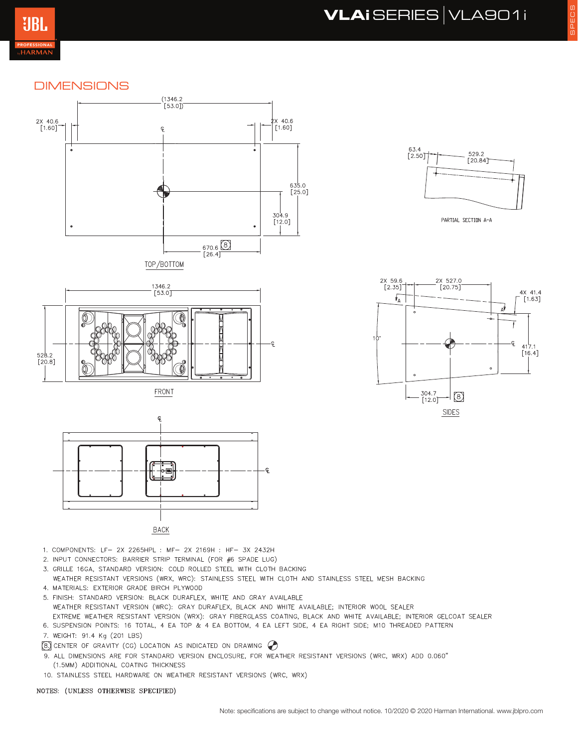# DIMENSIONS

(1346.2
[53.0])

2X 40.6
[1.60]

2X 40.6
[1.60]

635.0
[25.0]

304.9
[12.0]

670.6
[26.4]

TOP/BOTTOM

63.4
[2.50]

529.2
[20.84]

PARTIAL SECTION A-A

1346.2
[53.0]

528.2
[20.8]

FRONT

2X 59.6
[2.35]

2X 527.0
[20.75]

4X 41.4
[1.63]

10°

417.1
[16.4]

304.7
[12.0]

SIDES

BACK

1. COMPONENTS: LF– 2X 2265HPL : MF– 2X 2169H : HF– 3X 2432H
2. INPUT CONNECTORS: BARRIER STRIP TERMINAL (FOR #6 SPADE LUG)
3. GRILLE 16GA, STANDARD VERSION: COLD ROLLED STEEL WITH CLOTH BACKING
   WEATHER RESISTANT VERSIONS (WRX, WRC): STAINLESS STEEL WITH CLOTH AND STAINLESS STEEL MESH BACKING
4. MATERIALS: EXTERIOR GRADE BIRCH PLYWOOD
5. FINISH: STANDARD VERSION: BLACK DURAFLEX, WHITE AND GRAY AVAILABLE
   WEATHER RESISTANT VERSION (WRC): GRAY DURAFLEX, BLACK AND WHITE AVAILABLE; INTERIOR WOOL SEALER
   EXTREME WEATHER RESISTANT VERSION (WRX): GRAY FIBERGLASS COATING, BLACK AND WHITE AVAILABLE; INTERIOR GELCOAT SEALER
6. SUSPENSION POINTS: 16 TOTAL, 4 EA TOP & 4 EA BOTTOM, 4 EA LEFT SIDE, 4 EA RIGHT SIDE; M10 THREADED PATTERN
7. WEIGHT: 91.4 Kg (201 LBS)
8. CENTER OF GRAVITY (CG) LOCATION AS INDICATED ON DRAWING
9. ALL DIMENSIONS ARE FOR STANDARD VERSION ENCLOSURE, FOR WEATHER RESISTANT VERSIONS (WRC, WRX) ADD 0.060" (1.5MM) ADDITIONAL COATING THICKNESS
10. STAINLESS STEEL HARDWARE ON WEATHER RESISTANT VERSIONS (WRC, WRX)

NOTES: (UNLESS OTHERWISE SPECIFIED)

Note: specifications are subject to change without notice. 10/2020 © 2020 Harman International. www.jblpro.com